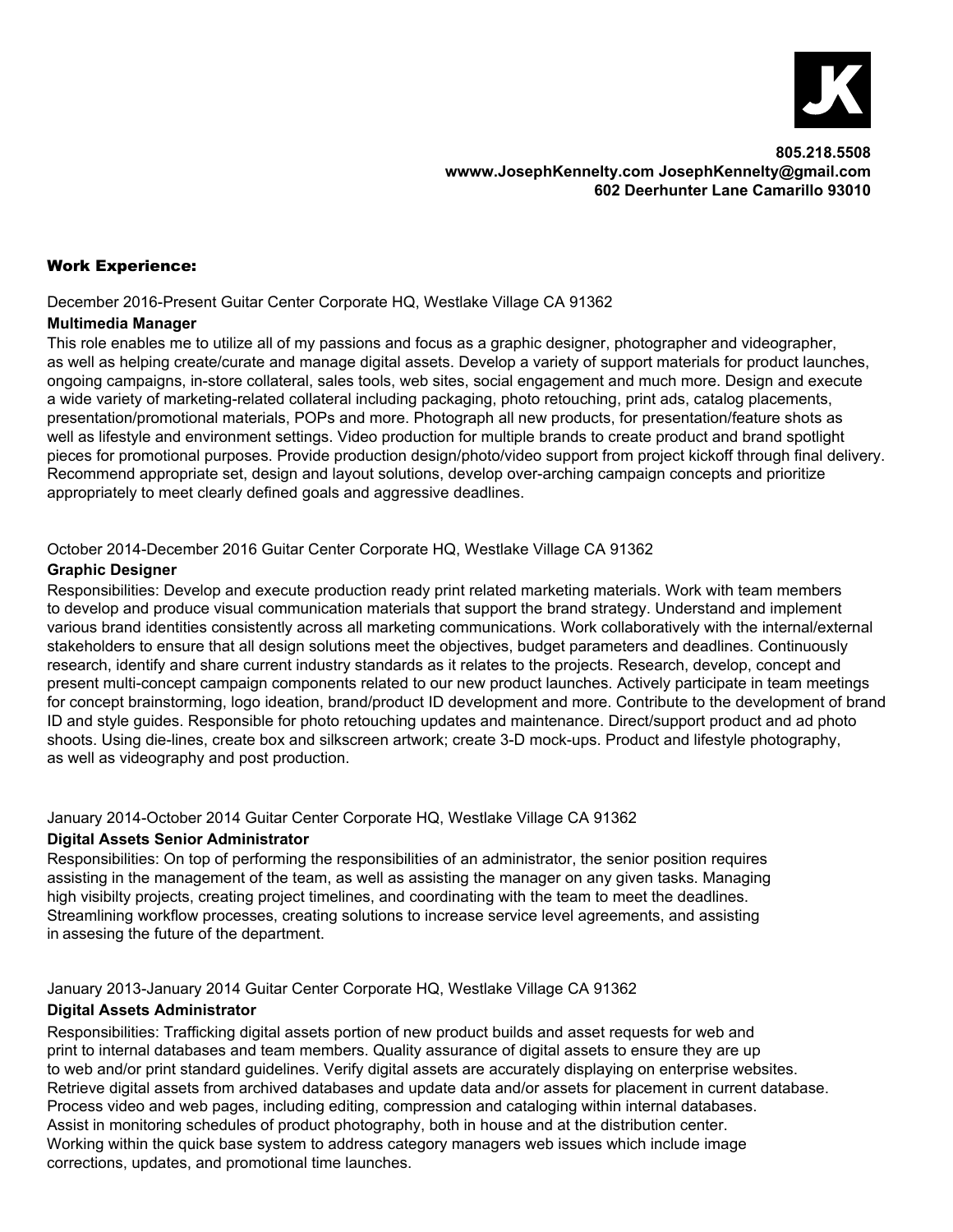JK

**805.218.5508**
**wwww.JosephKennelty.com JosephKennelty@gmail.com**
**602 Deerhunter Lane Camarillo 93010**

## Work Experience:

December 2016-Present Guitar Center Corporate HQ, Westlake Village CA 91362

**Multimedia Manager**

This role enables me to utilize all of my passions and focus as a graphic designer, photographer and videographer, as well as helping create/curate and manage digital assets. Develop a variety of support materials for product launches, ongoing campaigns, in-store collateral, sales tools, web sites, social engagement and much more. Design and execute a wide variety of marketing-related collateral including packaging, photo retouching, print ads, catalog placements, presentation/promotional materials, POPs and more. Photograph all new products, for presentation/feature shots as well as lifestyle and environment settings. Video production for multiple brands to create product and brand spotlight pieces for promotional purposes. Provide production design/photo/video support from project kickoff through final delivery. Recommend appropriate set, design and layout solutions, develop over-arching campaign concepts and prioritize appropriately to meet clearly defined goals and aggressive deadlines.

October 2014-December 2016 Guitar Center Corporate HQ, Westlake Village CA 91362

**Graphic Designer**

Responsibilities: Develop and execute production ready print related marketing materials. Work with team members to develop and produce visual communication materials that support the brand strategy. Understand and implement various brand identities consistently across all marketing communications. Work collaboratively with the internal/external stakeholders to ensure that all design solutions meet the objectives, budget parameters and deadlines. Continuously research, identify and share current industry standards as it relates to the projects. Research, develop, concept and present multi-concept campaign components related to our new product launches. Actively participate in team meetings for concept brainstorming, logo ideation, brand/product ID development and more. Contribute to the development of brand ID and style guides. Responsible for photo retouching updates and maintenance. Direct/support product and ad photo shoots. Using die-lines, create box and silkscreen artwork; create 3-D mock-ups. Product and lifestyle photography, as well as videography and post production.

January 2014-October 2014 Guitar Center Corporate HQ, Westlake Village CA 91362

**Digital Assets Senior Administrator**

Responsibilities: On top of performing the responsibilities of an administrator, the senior position requires assisting in the management of the team, as well as assisting the manager on any given tasks. Managing high visibilty projects, creating project timelines, and coordinating with the team to meet the deadlines. Streamlining workflow processes, creating solutions to increase service level agreements, and assisting in assesing the future of the department.

January 2013-January 2014 Guitar Center Corporate HQ, Westlake Village CA 91362

**Digital Assets Administrator**

Responsibilities: Trafficking digital assets portion of new product builds and asset requests for web and print to internal databases and team members. Quality assurance of digital assets to ensure they are up to web and/or print standard guidelines. Verify digital assets are accurately displaying on enterprise websites. Retrieve digital assets from archived databases and update data and/or assets for placement in current database. Process video and web pages, including editing, compression and cataloging within internal databases. Assist in monitoring schedules of product photography, both in house and at the distribution center. Working within the quick base system to address category managers web issues which include image corrections, updates, and promotional time launches.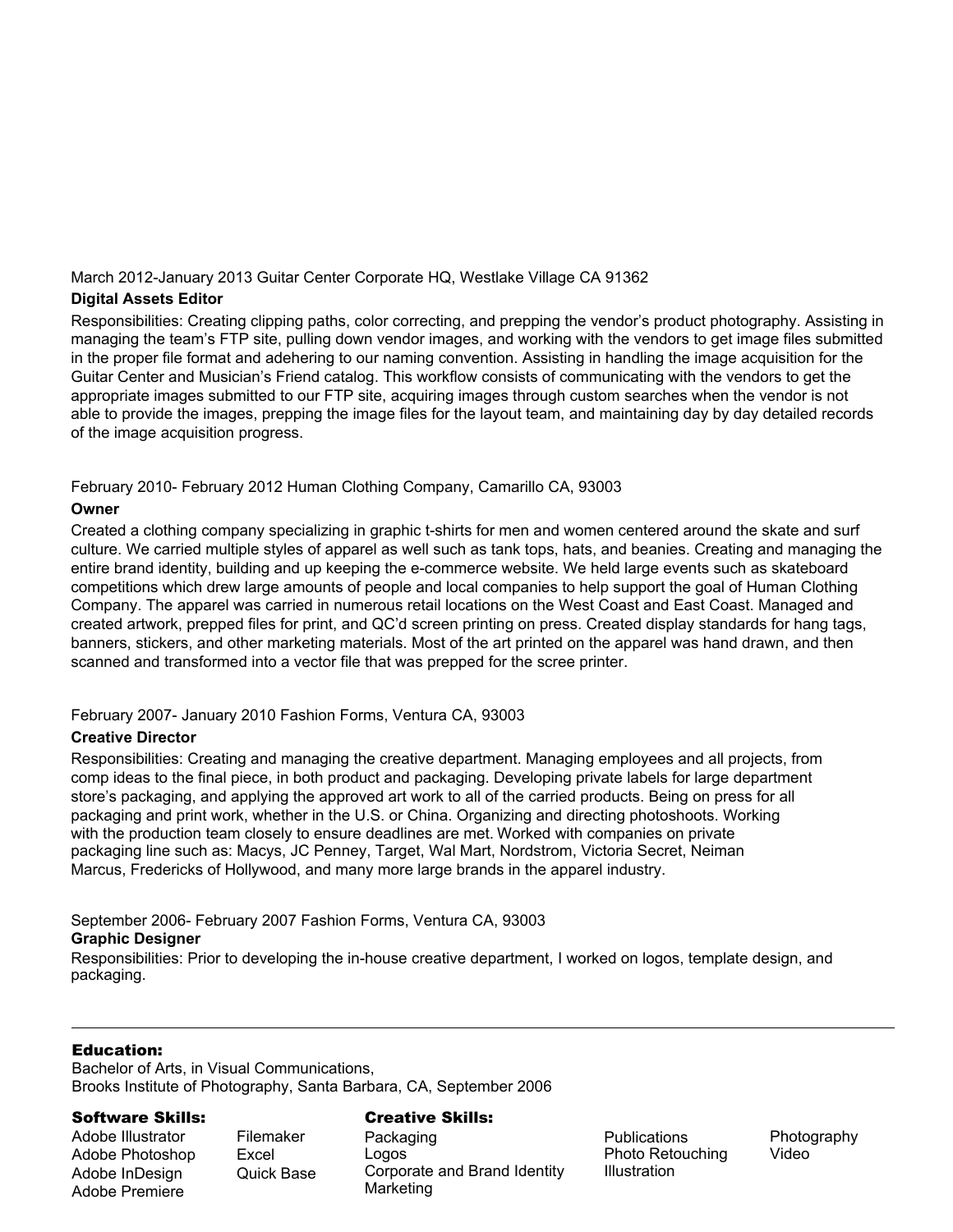March 2012-January 2013 Guitar Center Corporate HQ, Westlake Village CA 91362

**Digital Assets Editor**

Responsibilities: Creating clipping paths, color correcting, and prepping the vendor's product photography. Assisting in managing the team's FTP site, pulling down vendor images, and working with the vendors to get image files submitted in the proper file format and adhering to our naming convention. Assisting in handling the image acquisition for the Guitar Center and Musician's Friend catalog. This workflow consists of communicating with the vendors to get the appropriate images submitted to our FTP site, acquiring images through custom searches when the vendor is not able to provide the images, prepping the image files for the layout team, and maintaining day by day detailed records of the image acquisition progress.

February 2010- February 2012 Human Clothing Company, Camarillo CA, 93003

**Owner**

Created a clothing company specializing in graphic t-shirts for men and women centered around the skate and surf culture. We carried multiple styles of apparel as well such as tank tops, hats, and beanies. Creating and managing the entire brand identity, building and up keeping the e-commerce website. We held large events such as skateboard competitions which drew large amounts of people and local companies to help support the goal of Human Clothing Company. The apparel was carried in numerous retail locations on the West Coast and East Coast. Managed and created artwork, prepped files for print, and QC'd screen printing on press. Created display standards for hang tags, banners, stickers, and other marketing materials. Most of the art printed on the apparel was hand drawn, and then scanned and transformed into a vector file that was prepped for the scree printer.

February 2007- January 2010 Fashion Forms, Ventura CA, 93003

**Creative Director**

Responsibilities: Creating and managing the creative department. Managing employees and all projects, from comp ideas to the final piece, in both product and packaging. Developing private labels for large department store's packaging, and applying the approved art work to all of the carried products. Being on press for all packaging and print work, whether in the U.S. or China. Organizing and directing photoshoots. Working with the production team closely to ensure deadlines are met. Worked with companies on private packaging line such as: Macys, JC Penney, Target, Wal Mart, Nordstrom, Victoria Secret, Neiman Marcus, Fredericks of Hollywood, and many more large brands in the apparel industry.

September 2006- February 2007 Fashion Forms, Ventura CA, 93003

**Graphic Designer**

Responsibilities: Prior to developing the in-house creative department, I worked on logos, template design, and packaging.

---

## Education:

Bachelor of Arts, in Visual Communications,
Brooks Institute of Photography, Santa Barbara, CA, September 2006

## Software Skills:

- Adobe Illustrator
- Adobe Photoshop
- Adobe InDesign
- Adobe Premiere
- Filemaker
- Excel
- Quick Base

## Creative Skills:

- Packaging
- Logos
- Corporate and Brand Identity
- Marketing
- Publications
- Photo Retouching
- Illustration
- Photography
- Video